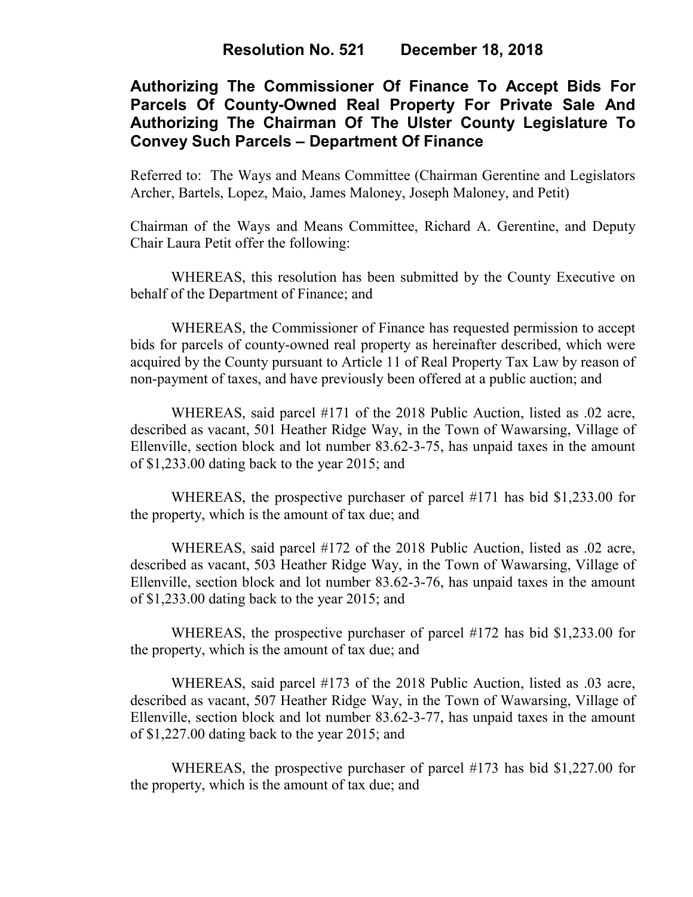# Resolution No. 521 December 18, 2018

## Authorizing The Commissioner Of Finance To Accept Bids For Parcels Of County-Owned Real Property For Private Sale And Authorizing The Chairman Of The Ulster County Legislature To Convey Such Parcels – Department Of Finance

Referred to: The Ways and Means Committee (Chairman Gerentine and Legislators Archer, Bartels, Lopez, Maio, James Maloney, Joseph Maloney, and Petit)

Chairman of the Ways and Means Committee, Richard A. Gerentine, and Deputy Chair Laura Petit offer the following:

WHEREAS, this resolution has been submitted by the County Executive on behalf of the Department of Finance; and

WHEREAS, the Commissioner of Finance has requested permission to accept bids for parcels of county-owned real property as hereinafter described, which were acquired by the County pursuant to Article 11 of Real Property Tax Law by reason of non-payment of taxes, and have previously been offered at a public auction; and

WHEREAS, said parcel #171 of the 2018 Public Auction, listed as .02 acre, described as vacant, 501 Heather Ridge Way, in the Town of Wawarsing, Village of Ellenville, section block and lot number 83.62-3-75, has unpaid taxes in the amount of $1,233.00 dating back to the year 2015; and

WHEREAS, the prospective purchaser of parcel #171 has bid $1,233.00 for the property, which is the amount of tax due; and

WHEREAS, said parcel #172 of the 2018 Public Auction, listed as .02 acre, described as vacant, 503 Heather Ridge Way, in the Town of Wawarsing, Village of Ellenville, section block and lot number 83.62-3-76, has unpaid taxes in the amount of $1,233.00 dating back to the year 2015; and

WHEREAS, the prospective purchaser of parcel #172 has bid $1,233.00 for the property, which is the amount of tax due; and

WHEREAS, said parcel #173 of the 2018 Public Auction, listed as .03 acre, described as vacant, 507 Heather Ridge Way, in the Town of Wawarsing, Village of Ellenville, section block and lot number 83.62-3-77, has unpaid taxes in the amount of $1,227.00 dating back to the year 2015; and

WHEREAS, the prospective purchaser of parcel #173 has bid $1,227.00 for the property, which is the amount of tax due; and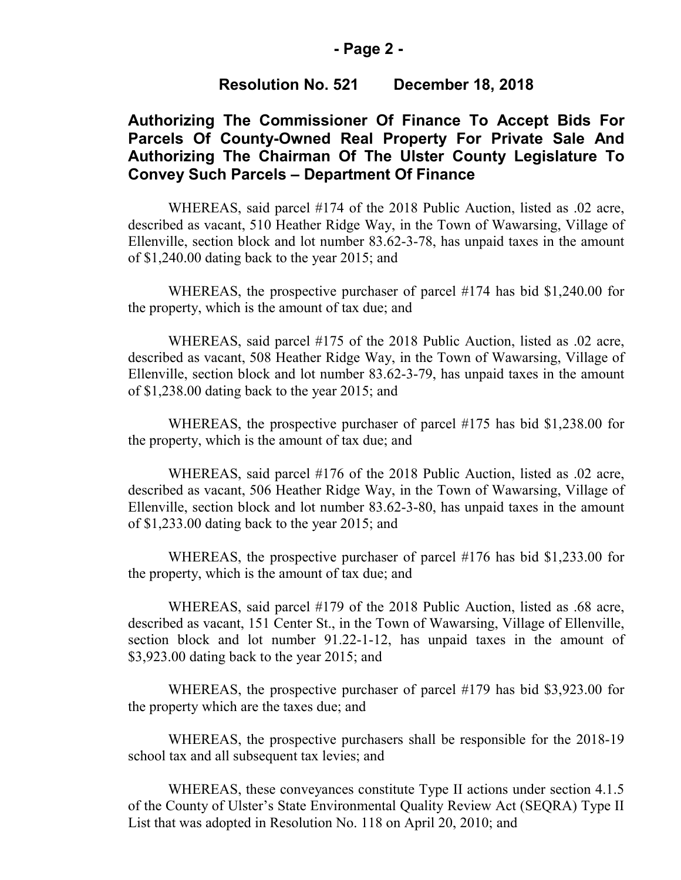**Resolution No. 521 December 18, 2018**

## Authorizing The Commissioner Of Finance To Accept Bids For Parcels Of County-Owned Real Property For Private Sale And Authorizing The Chairman Of The Ulster County Legislature To Convey Such Parcels – Department Of Finance

WHEREAS, said parcel #174 of the 2018 Public Auction, listed as .02 acre, described as vacant, 510 Heather Ridge Way, in the Town of Wawarsing, Village of Ellenville, section block and lot number 83.62-3-78, has unpaid taxes in the amount of $1,240.00 dating back to the year 2015; and

WHEREAS, the prospective purchaser of parcel #174 has bid $1,240.00 for the property, which is the amount of tax due; and

WHEREAS, said parcel #175 of the 2018 Public Auction, listed as .02 acre, described as vacant, 508 Heather Ridge Way, in the Town of Wawarsing, Village of Ellenville, section block and lot number 83.62-3-79, has unpaid taxes in the amount of $1,238.00 dating back to the year 2015; and

WHEREAS, the prospective purchaser of parcel #175 has bid $1,238.00 for the property, which is the amount of tax due; and

WHEREAS, said parcel #176 of the 2018 Public Auction, listed as .02 acre, described as vacant, 506 Heather Ridge Way, in the Town of Wawarsing, Village of Ellenville, section block and lot number 83.62-3-80, has unpaid taxes in the amount of $1,233.00 dating back to the year 2015; and

WHEREAS, the prospective purchaser of parcel #176 has bid $1,233.00 for the property, which is the amount of tax due; and

WHEREAS, said parcel #179 of the 2018 Public Auction, listed as .68 acre, described as vacant, 151 Center St., in the Town of Wawarsing, Village of Ellenville, section block and lot number 91.22-1-12, has unpaid taxes in the amount of $3,923.00 dating back to the year 2015; and

WHEREAS, the prospective purchaser of parcel #179 has bid $3,923.00 for the property which are the taxes due; and

WHEREAS, the prospective purchasers shall be responsible for the 2018-19 school tax and all subsequent tax levies; and

WHEREAS, these conveyances constitute Type II actions under section 4.1.5 of the County of Ulster's State Environmental Quality Review Act (SEQRA) Type II List that was adopted in Resolution No. 118 on April 20, 2010; and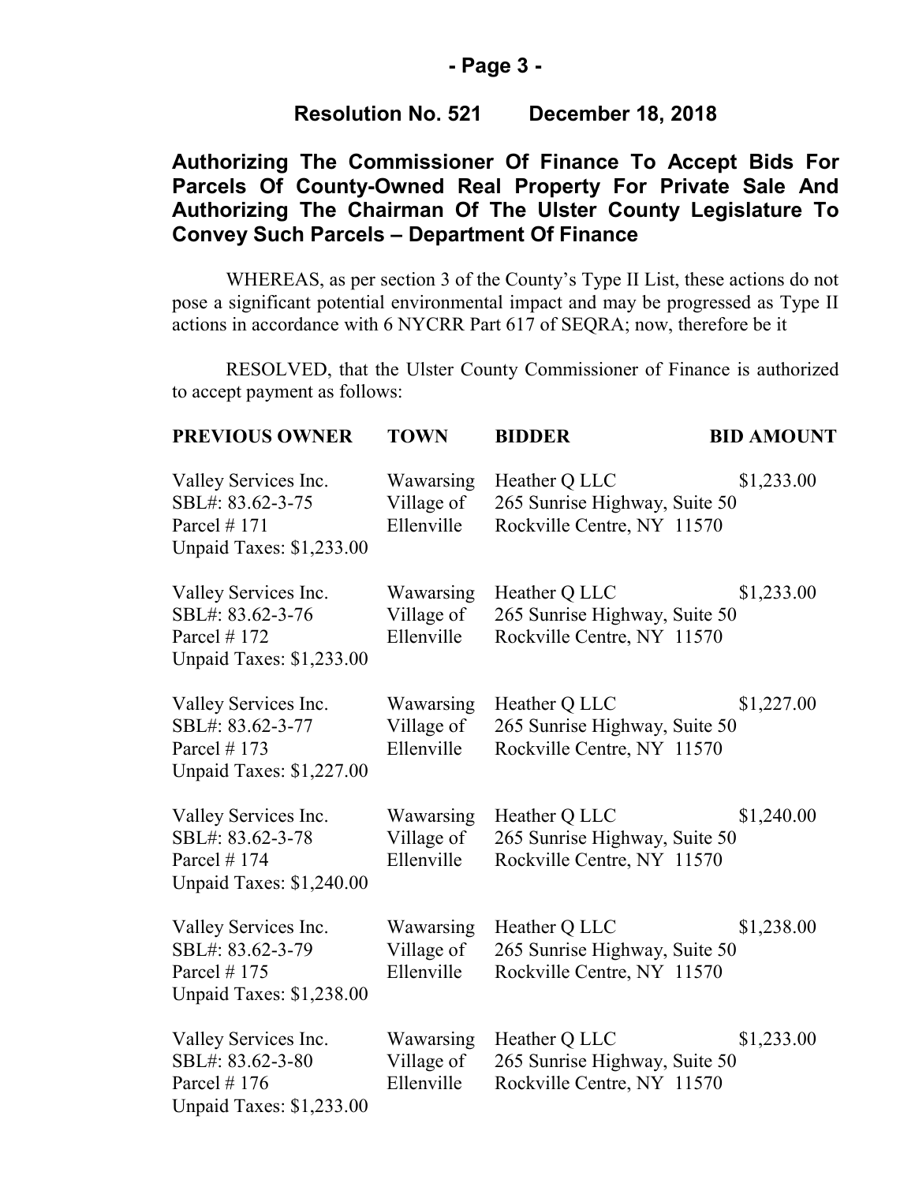**Resolution No. 521 December 18, 2018**

## Authorizing The Commissioner Of Finance To Accept Bids For Parcels Of County-Owned Real Property For Private Sale And Authorizing The Chairman Of The Ulster County Legislature To Convey Such Parcels – Department Of Finance

WHEREAS, as per section 3 of the County's Type II List, these actions do not pose a significant potential environmental impact and may be progressed as Type II actions in accordance with 6 NYCRR Part 617 of SEQRA; now, therefore be it

RESOLVED, that the Ulster County Commissioner of Finance is authorized to accept payment as follows:

| PREVIOUS OWNER | TOWN | BIDDER | BID AMOUNT |
|---|---|---|---|
| Valley Services Inc.<br>SBL#: 83.62-3-75<br>Parcel # 171<br>Unpaid Taxes: $1,233.00 | Wawarsing<br>Village of<br>Ellenville | Heather Q LLC<br>265 Sunrise Highway, Suite 50<br>Rockville Centre, NY 11570 | $1,233.00 |
| Valley Services Inc.<br>SBL#: 83.62-3-76<br>Parcel # 172<br>Unpaid Taxes: $1,233.00 | Wawarsing<br>Village of<br>Ellenville | Heather Q LLC<br>265 Sunrise Highway, Suite 50<br>Rockville Centre, NY 11570 | $1,233.00 |
| Valley Services Inc.<br>SBL#: 83.62-3-77<br>Parcel # 173<br>Unpaid Taxes: $1,227.00 | Wawarsing<br>Village of<br>Ellenville | Heather Q LLC<br>265 Sunrise Highway, Suite 50<br>Rockville Centre, NY 11570 | $1,227.00 |
| Valley Services Inc.<br>SBL#: 83.62-3-78<br>Parcel # 174<br>Unpaid Taxes: $1,240.00 | Wawarsing<br>Village of<br>Ellenville | Heather Q LLC<br>265 Sunrise Highway, Suite 50<br>Rockville Centre, NY 11570 | $1,240.00 |
| Valley Services Inc.<br>SBL#: 83.62-3-79<br>Parcel # 175<br>Unpaid Taxes: $1,238.00 | Wawarsing<br>Village of<br>Ellenville | Heather Q LLC<br>265 Sunrise Highway, Suite 50<br>Rockville Centre, NY 11570 | $1,238.00 |
| Valley Services Inc.<br>SBL#: 83.62-3-80<br>Parcel # 176<br>Unpaid Taxes: $1,233.00 | Wawarsing<br>Village of<br>Ellenville | Heather Q LLC<br>265 Sunrise Highway, Suite 50<br>Rockville Centre, NY 11570 | $1,233.00 |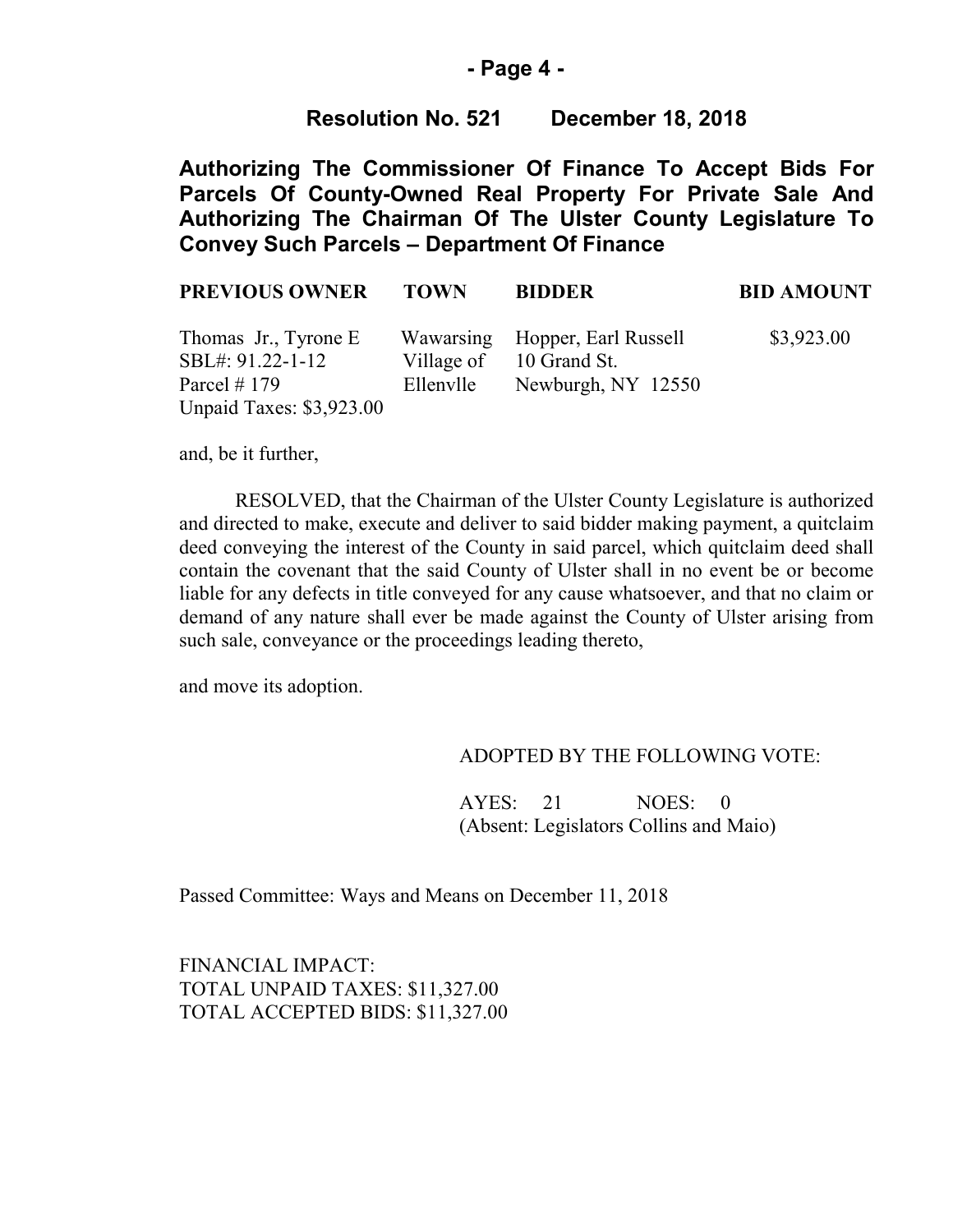**Resolution No. 521 December 18, 2018**

**Authorizing The Commissioner Of Finance To Accept Bids For Parcels Of County-Owned Real Property For Private Sale And Authorizing The Chairman Of The Ulster County Legislature To Convey Such Parcels – Department Of Finance**

| PREVIOUS OWNER | TOWN | BIDDER | BID AMOUNT |
|---|---|---|---|
| Thomas Jr., Tyrone E<br>SBL#: 91.22-1-12<br>Parcel # 179<br>Unpaid Taxes: $3,923.00 | Wawarsing<br>Village of<br>Ellenvlle | Hopper, Earl Russell<br>10 Grand St.<br>Newburgh, NY 12550 | $3,923.00 |

and, be it further,

RESOLVED, that the Chairman of the Ulster County Legislature is authorized and directed to make, execute and deliver to said bidder making payment, a quitclaim deed conveying the interest of the County in said parcel, which quitclaim deed shall contain the covenant that the said County of Ulster shall in no event be or become liable for any defects in title conveyed for any cause whatsoever, and that no claim or demand of any nature shall ever be made against the County of Ulster arising from such sale, conveyance or the proceedings leading thereto,

and move its adoption.

ADOPTED BY THE FOLLOWING VOTE:

AYES: 21 NOES: 0
(Absent: Legislators Collins and Maio)

Passed Committee: Ways and Means on December 11, 2018

FINANCIAL IMPACT:
TOTAL UNPAID TAXES: $11,327.00
TOTAL ACCEPTED BIDS: $11,327.00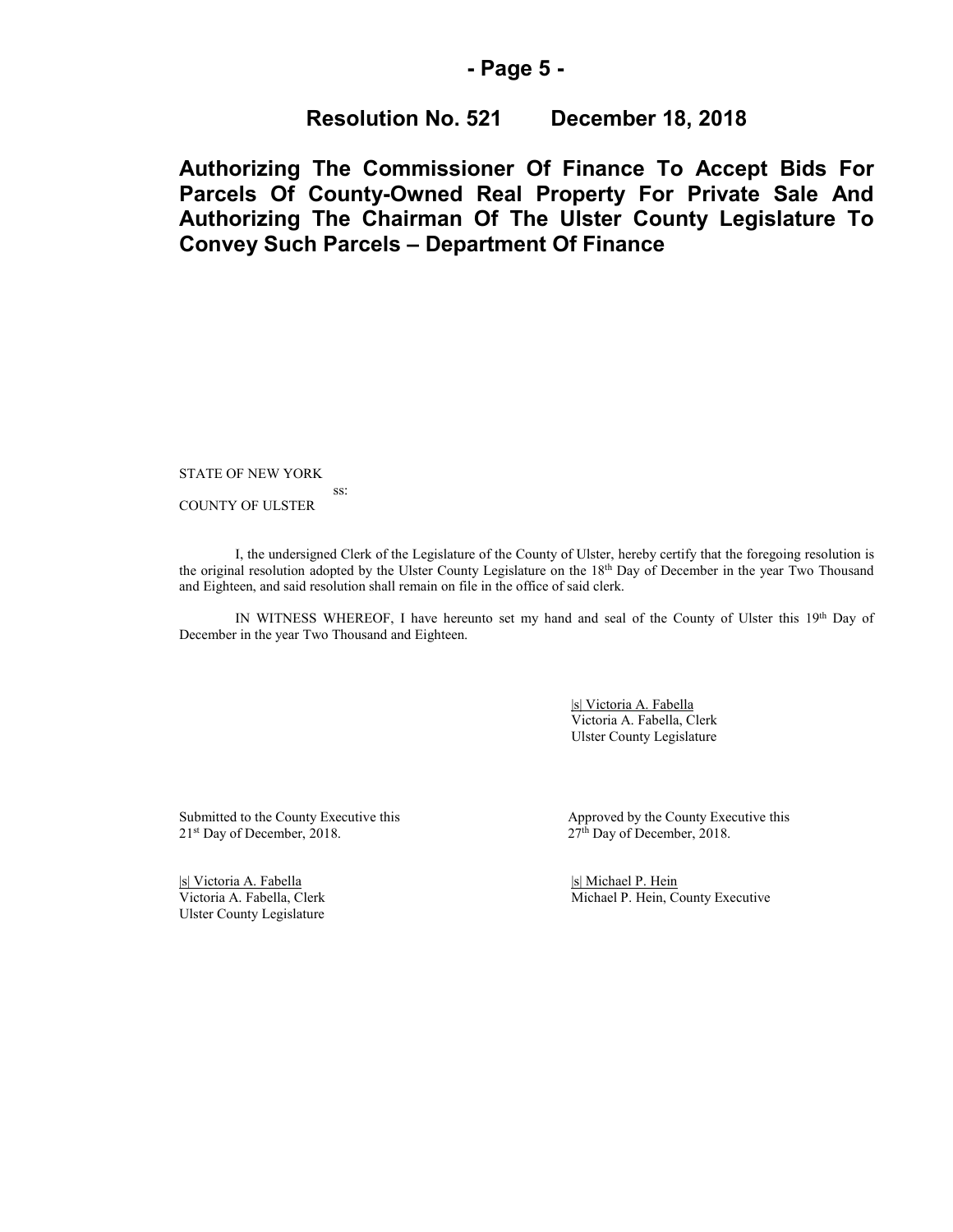## Resolution No. 521 December 18, 2018

# Authorizing The Commissioner Of Finance To Accept Bids For Parcels Of County-Owned Real Property For Private Sale And Authorizing The Chairman Of The Ulster County Legislature To Convey Such Parcels – Department Of Finance

STATE OF NEW YORK
ss:
COUNTY OF ULSTER

I, the undersigned Clerk of the Legislature of the County of Ulster, hereby certify that the foregoing resolution is the original resolution adopted by the Ulster County Legislature on the 18th Day of December in the year Two Thousand and Eighteen, and said resolution shall remain on file in the office of said clerk.

IN WITNESS WHEREOF, I have hereunto set my hand and seal of the County of Ulster this 19th Day of December in the year Two Thousand and Eighteen.

|s| Victoria A. Fabella
Victoria A. Fabella, Clerk
Ulster County Legislature

Submitted to the County Executive this 21st Day of December, 2018.

|s| Victoria A. Fabella
Victoria A. Fabella, Clerk
Ulster County Legislature

Approved by the County Executive this 27th Day of December, 2018.

|s| Michael P. Hein
Michael P. Hein, County Executive